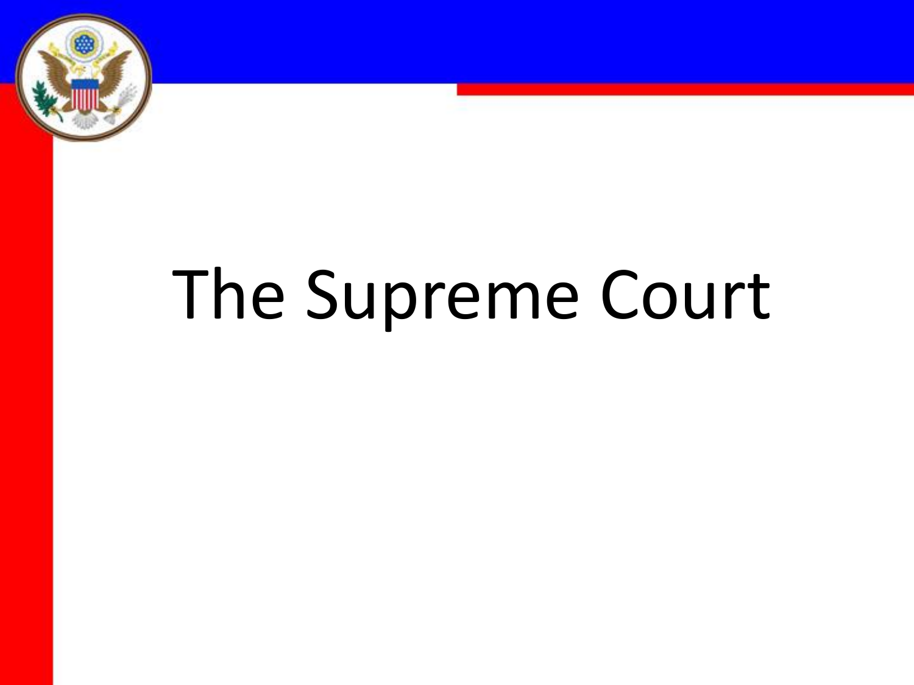# The Supreme Court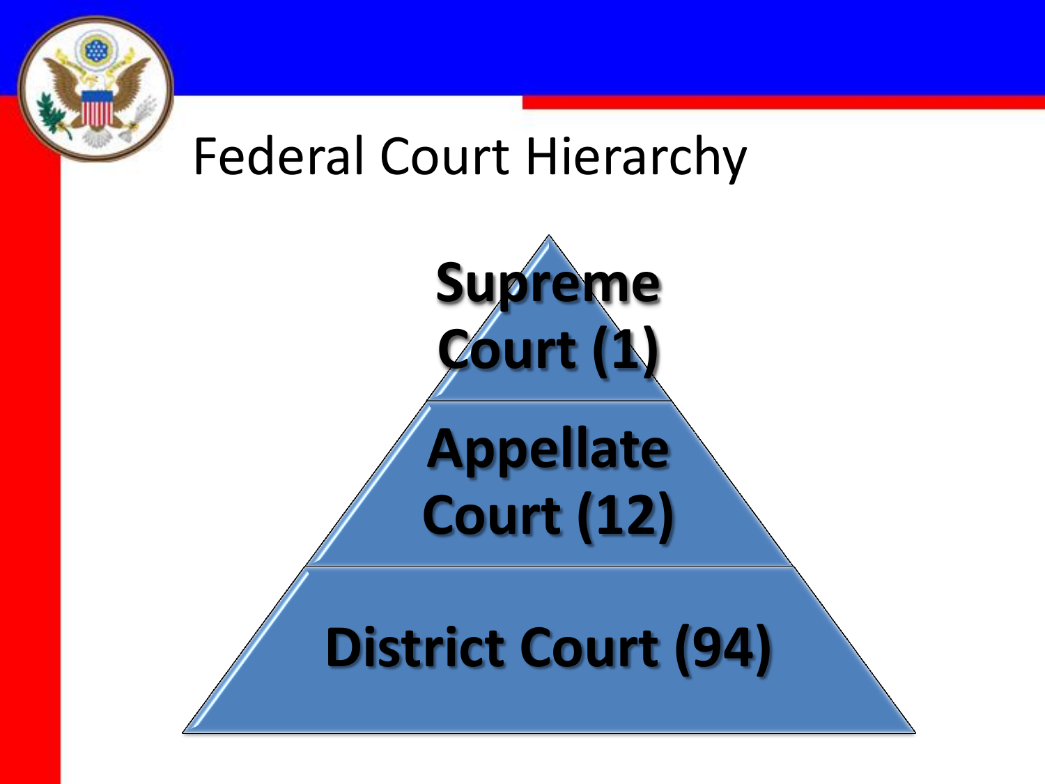# Federal Court Hierarchy

**Supreme Court (1)**

**Appellate Court (12)**

**District Court (94)**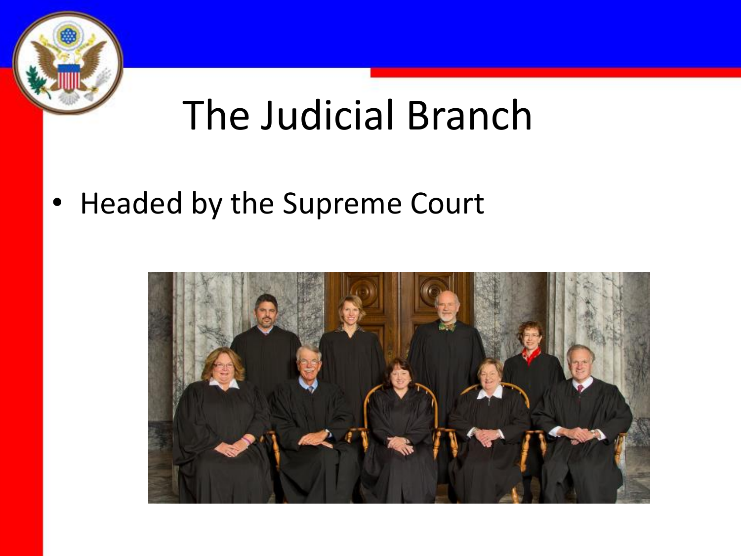# The Judicial Branch

- Headed by the Supreme Court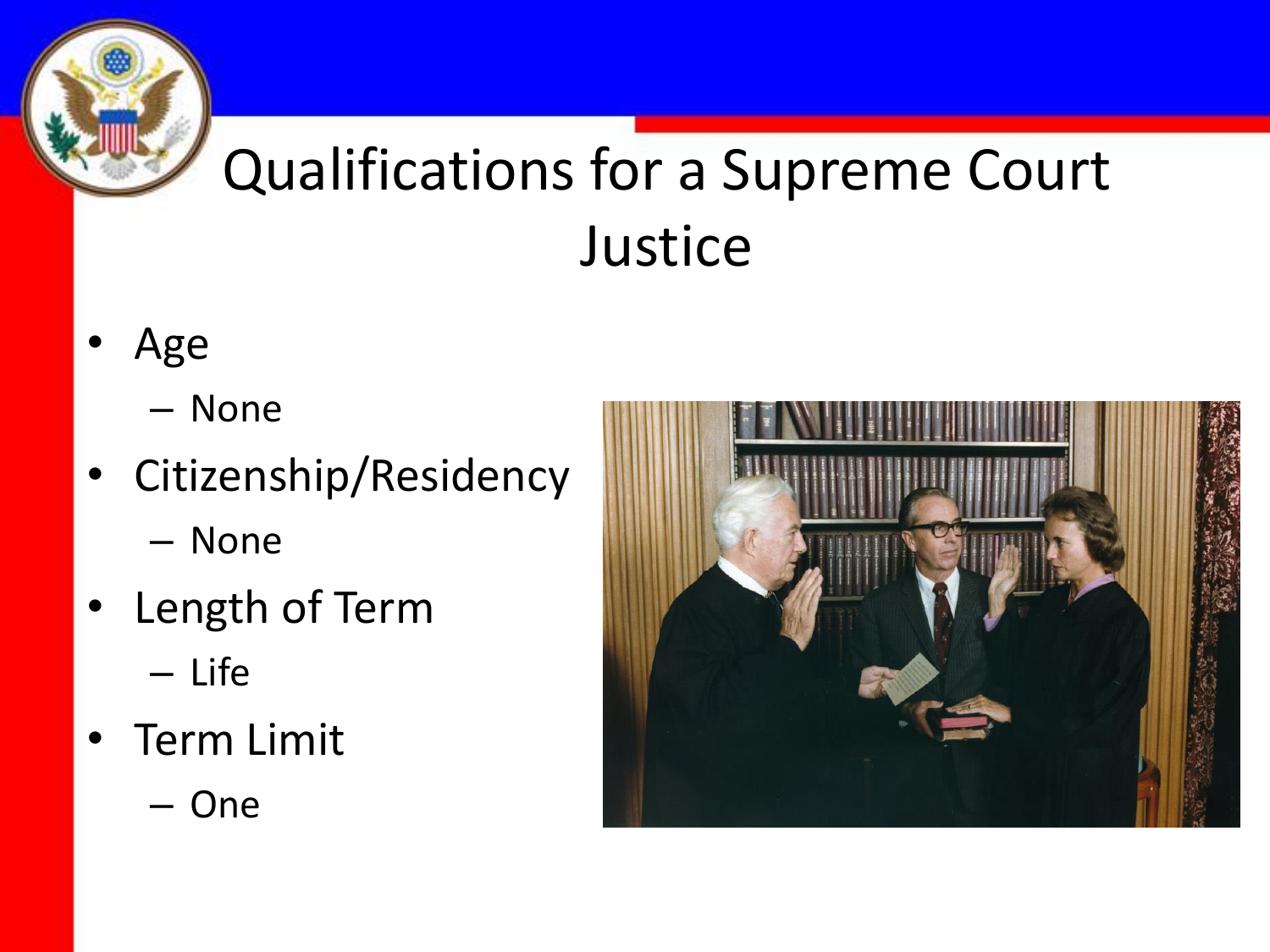# Qualifications for a Supreme Court Justice

- Age
  - None
- Citizenship/Residency
  - None
- Length of Term
  - Life
- Term Limit
  - One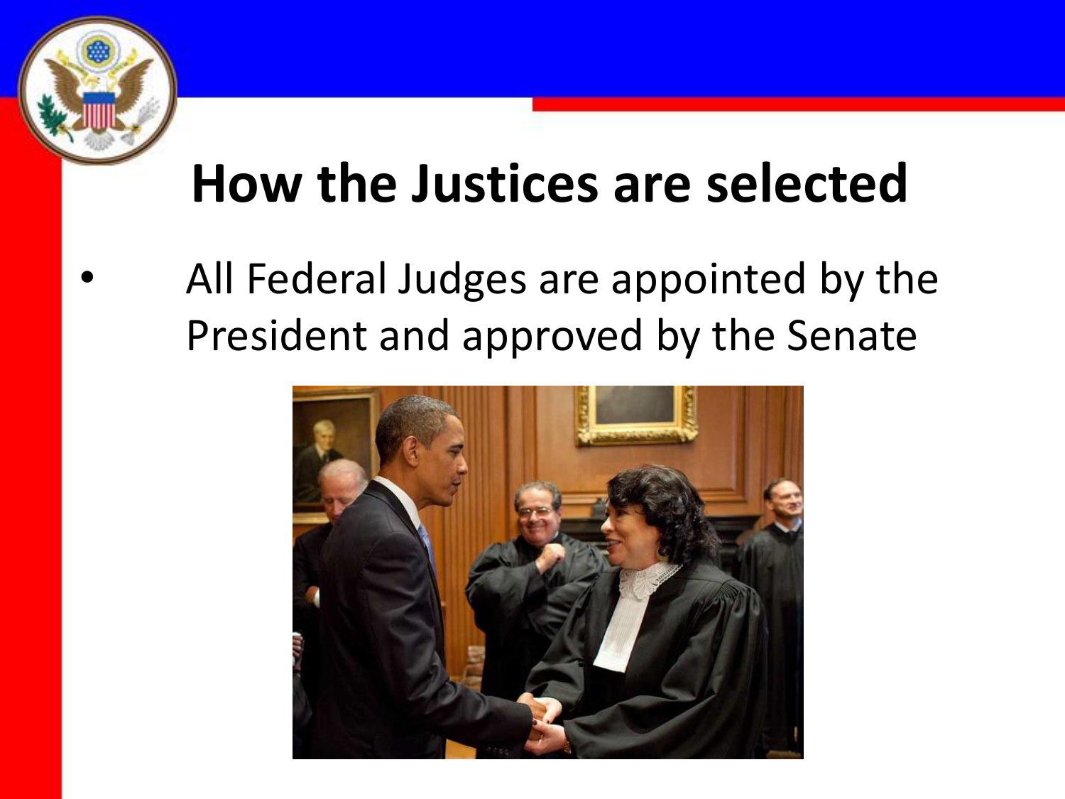# How the Justices are selected

- All Federal Judges are appointed by the President and approved by the Senate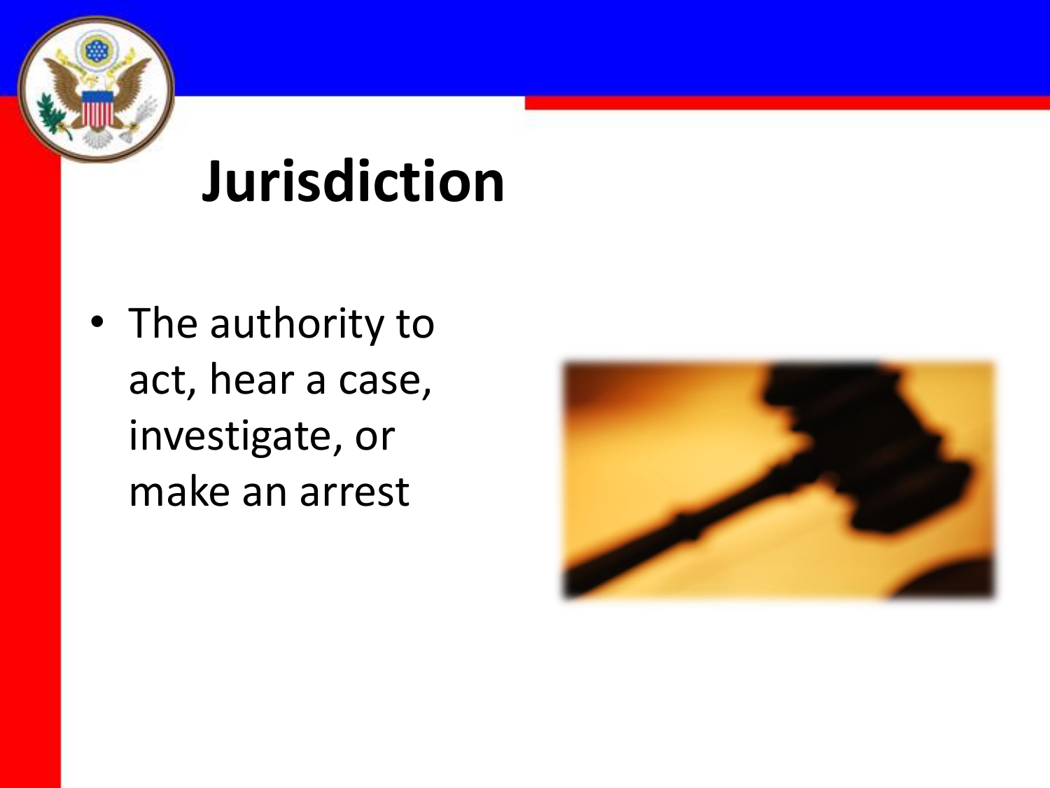# Jurisdiction

- The authority to act, hear a case, investigate, or make an arrest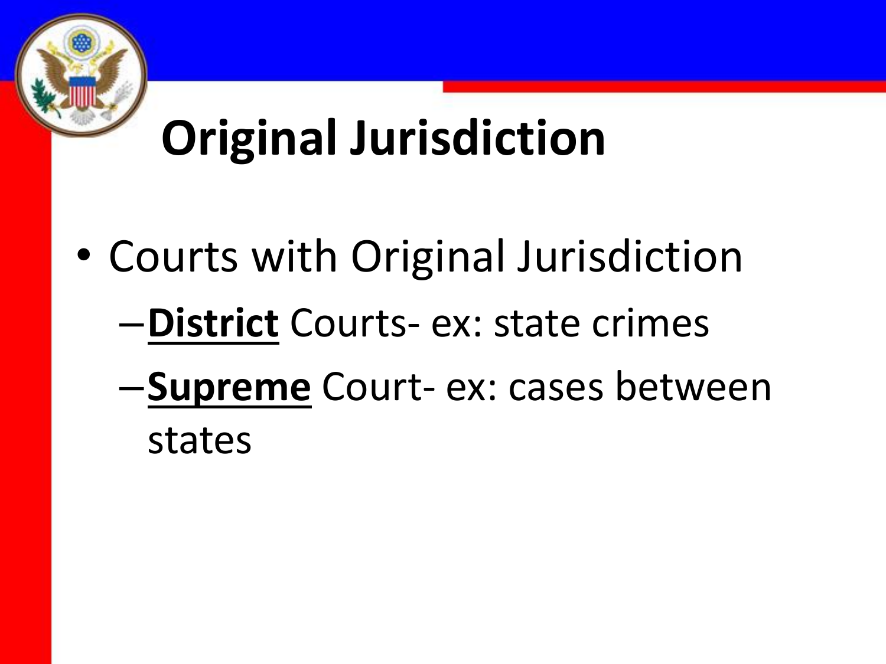# Original Jurisdiction

- Courts with Original Jurisdiction
  - **District** Courts- ex: state crimes
  - **Supreme** Court- ex: cases between states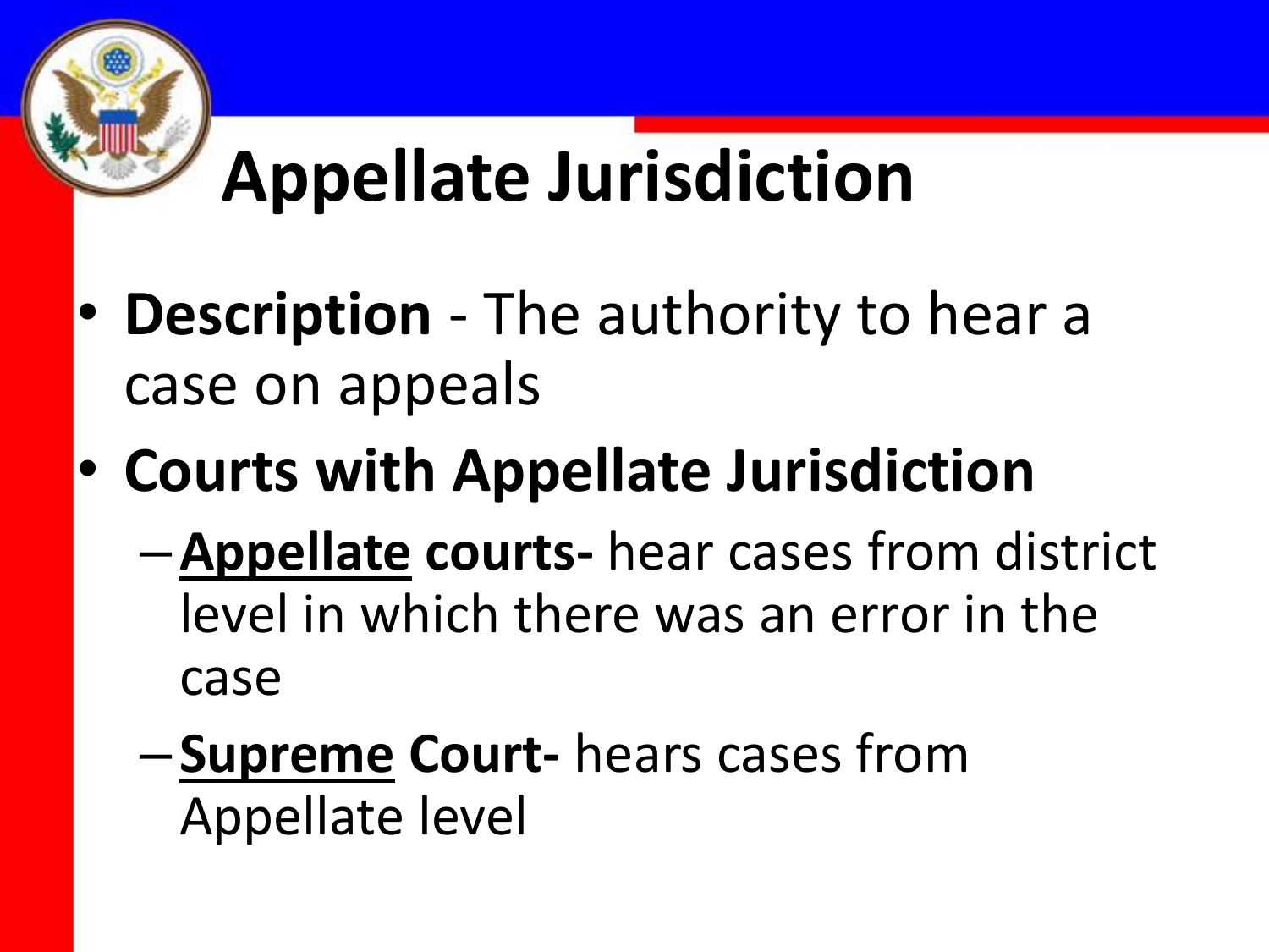# Appellate Jurisdiction

- **Description** - The authority to hear a case on appeals
- **Courts with Appellate Jurisdiction**
  - **<u>Appellate</u> courts-** hear cases from district level in which there was an error in the case
  - **<u>Supreme</u> Court-** hears cases from Appellate level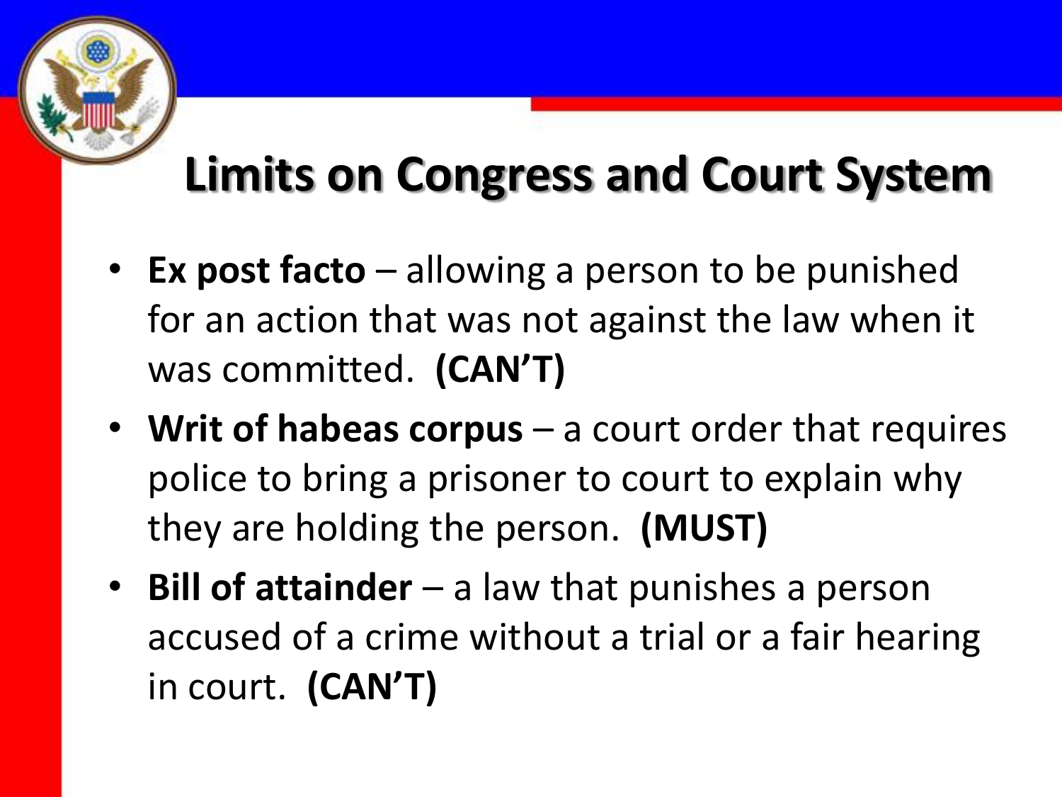## Limits on Congress and Court System

- **Ex post facto** – allowing a person to be punished for an action that was not against the law when it was committed. **(CAN'T)**
- **Writ of habeas corpus** – a court order that requires police to bring a prisoner to court to explain why they are holding the person. **(MUST)**
- **Bill of attainder** – a law that punishes a person accused of a crime without a trial or a fair hearing in court. **(CAN'T)**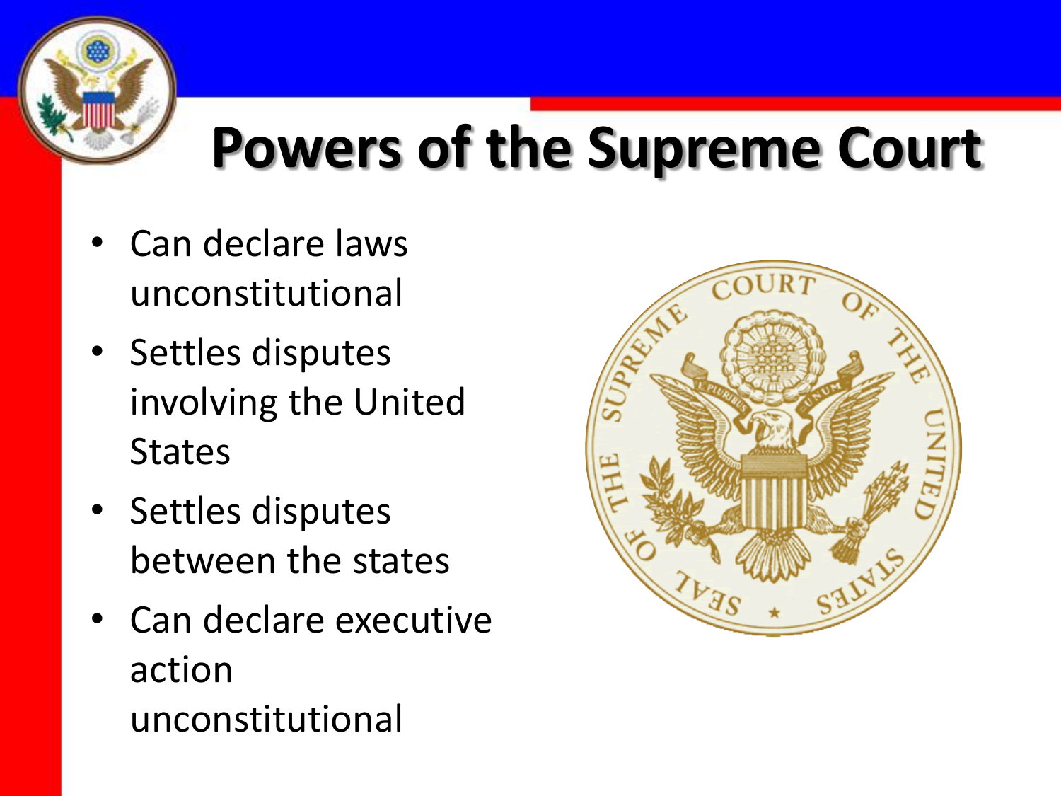# Powers of the Supreme Court

- Can declare laws unconstitutional
- Settles disputes involving the United States
- Settles disputes between the states
- Can declare executive action unconstitutional